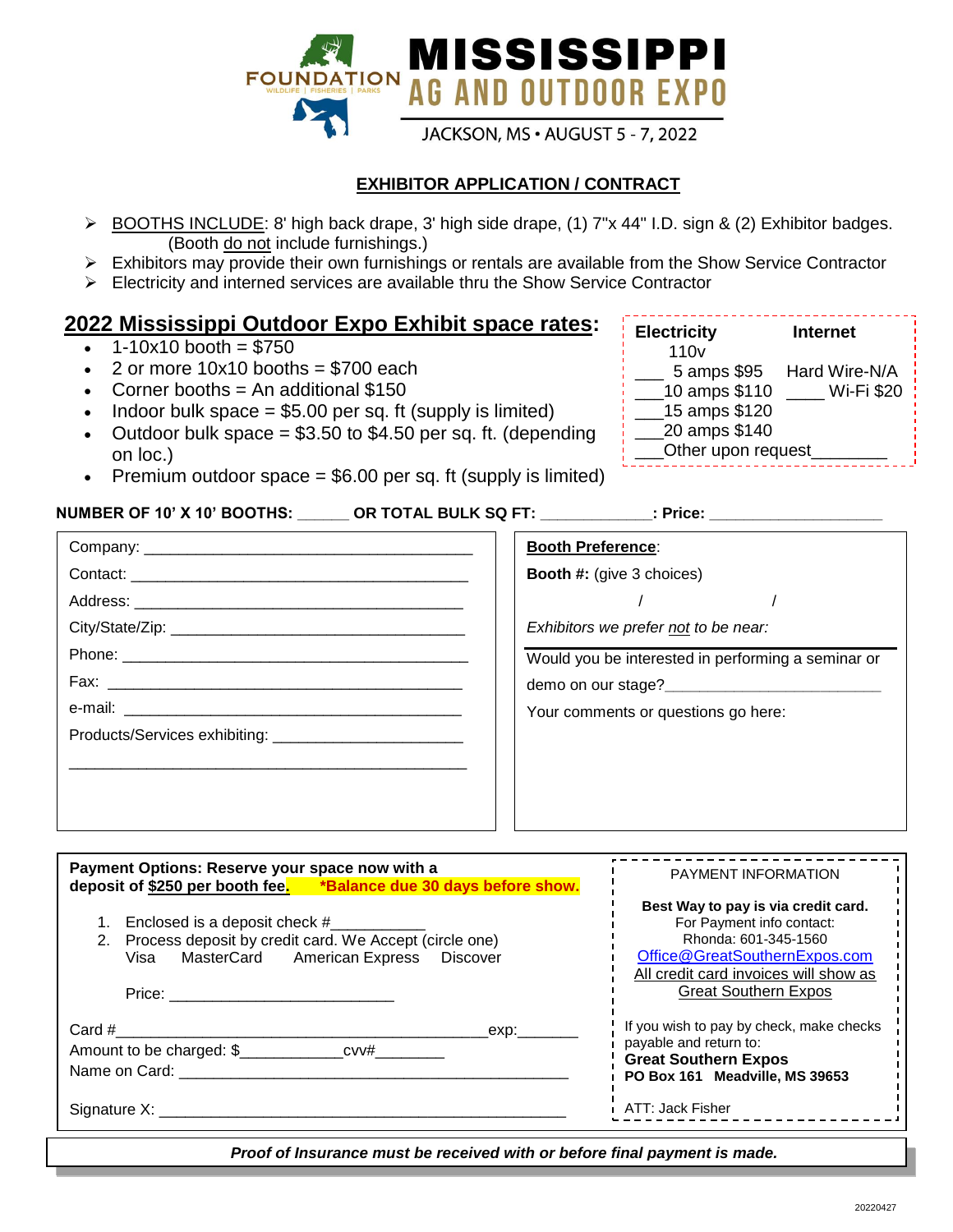# MISSISSIPPI AG AND OUTDOOR EXPO

FOUNDATION WILDLIFE | FISHERIES | PARKS

JACKSON, MS • AUGUST 5 - 7, 2022

## EXHIBITOR APPLICATION / CONTRACT

- BOOTHS INCLUDE: 8' high back drape, 3' high side drape, (1) 7"x 44" I.D. sign & (2) Exhibitor badges. (Booth do not include furnishings.)
- Exhibitors may provide their own furnishings or rentals are available from the Show Service Contractor
- Electricity and interned services are available thru the Show Service Contractor

## 2022 Mississippi Outdoor Expo Exhibit space rates:

- 1-10x10 booth = $750
- 2 or more 10x10 booths = $700 each
- Corner booths = An additional $150
- Indoor bulk space = $5.00 per sq. ft (supply is limited)
- Outdoor bulk space = $3.50 to $4.50 per sq. ft. (depending on loc.)
- Premium outdoor space = $6.00 per sq. ft (supply is limited)

**Electricity** 110v
- ___ 5 amps $95
- ___10 amps $110
- ___15 amps $120
- ___20 amps $140
- ___Other upon request________

**Internet**
- Hard Wire-N/A
- ____ Wi-Fi $20

**NUMBER OF 10' X 10' BOOTHS: ______ OR TOTAL BULK SQ FT: _____________: Price: ____________________**

Company: ________________________________________

Contact: ________________________________________

Address: ________________________________________

City/State/Zip: ___________________________________

Phone: __________________________________________

Fax: ____________________________________________

e-mail: __________________________________________

Products/Services exhibiting: ______________________

________________________________________________

**Booth Preference**:

**Booth #:** (give 3 choices)

/ /

*Exhibitors we prefer not to be near:*

Would you be interested in performing a seminar or demo on our stage?________________________

Your comments or questions go here:

**Payment Options: Reserve your space now with a deposit of $250 per booth fee. *Balance due 30 days before show.**

1. Enclosed is a deposit check #___________
2. Process deposit by credit card. We Accept (circle one)
   Visa MasterCard American Express Discover

   Price: ___________________________

Card #____________________________________________exp:_______

Amount to be charged: $____________cvv#________

Name on Card: ______________________________________________

Signature X: ________________________________________________

PAYMENT INFORMATION

**Best Way to pay is via credit card.**
For Payment info contact:
Rhonda: 601-345-1560
Office@GreatSouthernExpos.com
All credit card invoices will show as Great Southern Expos

If you wish to pay by check, make checks payable and return to:
**Great Southern Expos**
**PO Box 161 Meadville, MS 39653**
ATT: Jack Fisher

***Proof of Insurance must be received with or before final payment is made.***

20220427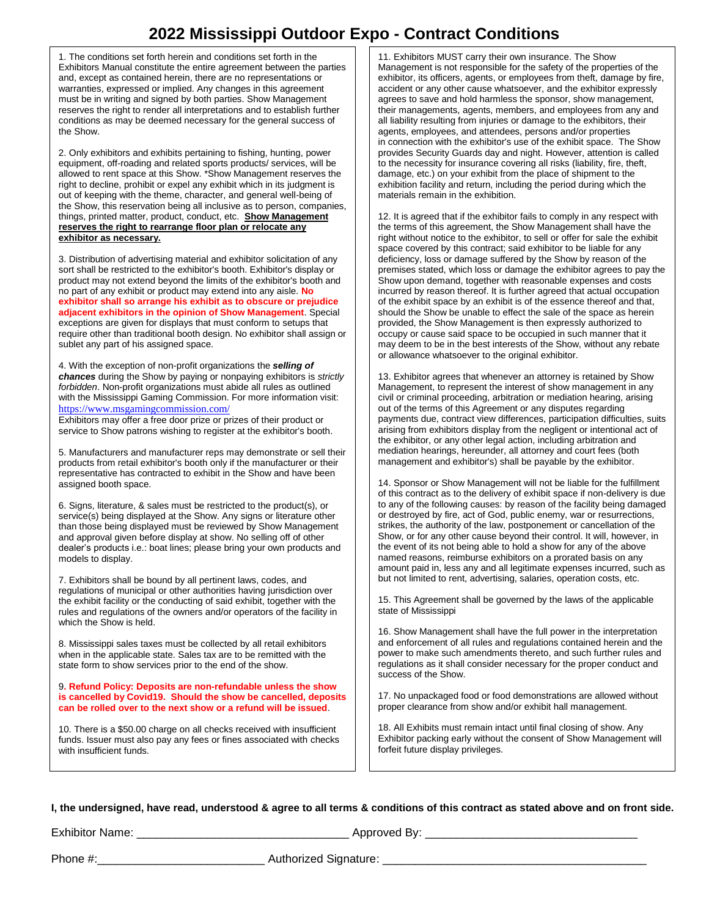# 2022 Mississippi Outdoor Expo - Contract Conditions

1. The conditions set forth herein and conditions set forth in the Exhibitors Manual constitute the entire agreement between the parties and, except as contained herein, there are no representations or warranties, expressed or implied. Any changes in this agreement must be in writing and signed by both parties. Show Management reserves the right to render all interpretations and to establish further conditions as may be deemed necessary for the general success of the Show.

2. Only exhibitors and exhibits pertaining to fishing, hunting, power equipment, off-roading and related sports products/ services, will be allowed to rent space at this Show. *Show Management reserves the right to decline, prohibit or expel any exhibit which in its judgment is out of keeping with the theme, character, and general well-being of the Show, this reservation being all inclusive as to person, companies, things, printed matter, product, conduct, etc. **Show Management reserves the right to rearrange floor plan or relocate any exhibitor as necessary.**

3. Distribution of advertising material and exhibitor solicitation of any sort shall be restricted to the exhibitor's booth. Exhibitor's display or product may not extend beyond the limits of the exhibitor's booth and no part of any exhibit or product may extend into any aisle. **No exhibitor shall so arrange his exhibit as to obscure or prejudice adjacent exhibitors in the opinion of Show Management**. Special exceptions are given for displays that must conform to setups that require other than traditional booth design. No exhibitor shall assign or sublet any part of his assigned space.

4. With the exception of non-profit organizations the ***selling of chances*** during the Show by paying or nonpaying exhibitors is *strictly forbidden*. Non-profit organizations must abide all rules as outlined with the Mississippi Gaming Commission. For more information visit: https://www.msgamingcommission.com/
Exhibitors may offer a free door prize or prizes of their product or service to Show patrons wishing to register at the exhibitor's booth.

5. Manufacturers and manufacturer reps may demonstrate or sell their products from retail exhibitor's booth only if the manufacturer or their representative has contracted to exhibit in the Show and have been assigned booth space.

6. Signs, literature, & sales must be restricted to the product(s), or service(s) being displayed at the Show. Any signs or literature other than those being displayed must be reviewed by Show Management and approval given before display at show. No selling off of other dealer's products i.e.: boat lines; please bring your own products and models to display.

7. Exhibitors shall be bound by all pertinent laws, codes, and regulations of municipal or other authorities having jurisdiction over the exhibit facility or the conducting of said exhibit, together with the rules and regulations of the owners and/or operators of the facility in which the Show is held.

8. Mississippi sales taxes must be collected by all retail exhibitors when in the applicable state. Sales tax are to be remitted with the state form to show services prior to the end of the show.

9. **Refund Policy: Deposits are non-refundable unless the show is cancelled by Covid19. Should the show be cancelled, deposits can be rolled over to the next show or a refund will be issued**.

10. There is a $50.00 charge on all checks received with insufficient funds. Issuer must also pay any fees or fines associated with checks with insufficient funds.

11. Exhibitors MUST carry their own insurance. The Show Management is not responsible for the safety of the properties of the exhibitor, its officers, agents, or employees from theft, damage by fire, accident or any other cause whatsoever, and the exhibitor expressly agrees to save and hold harmless the sponsor, show management, their managements, agents, members, and employees from any and all liability resulting from injuries or damage to the exhibitors, their agents, employees, and attendees, persons and/or properties in connection with the exhibitor's use of the exhibit space. The Show provides Security Guards day and night. However, attention is called to the necessity for insurance covering all risks (liability, fire, theft, damage, etc.) on your exhibit from the place of shipment to the exhibition facility and return, including the period during which the materials remain in the exhibition.

12. It is agreed that if the exhibitor fails to comply in any respect with the terms of this agreement, the Show Management shall have the right without notice to the exhibitor, to sell or offer for sale the exhibit space covered by this contract; said exhibitor to be liable for any deficiency, loss or damage suffered by the Show by reason of the premises stated, which loss or damage the exhibitor agrees to pay the Show upon demand, together with reasonable expenses and costs incurred by reason thereof. It is further agreed that actual occupation of the exhibit space by an exhibit is of the essence thereof and that, should the Show be unable to effect the sale of the space as herein provided, the Show Management is then expressly authorized to occupy or cause said space to be occupied in such manner that it may deem to be in the best interests of the Show, without any rebate or allowance whatsoever to the original exhibitor.

13. Exhibitor agrees that whenever an attorney is retained by Show Management, to represent the interest of show management in any civil or criminal proceeding, arbitration or mediation hearing, arising out of the terms of this Agreement or any disputes regarding payments due, contract view differences, participation difficulties, suits arising from exhibitors display from the negligent or intentional act of the exhibitor, or any other legal action, including arbitration and mediation hearings, hereunder, all attorney and court fees (both management and exhibitor's) shall be payable by the exhibitor.

14. Sponsor or Show Management will not be liable for the fulfillment of this contract as to the delivery of exhibit space if non-delivery is due to any of the following causes: by reason of the facility being damaged or destroyed by fire, act of God, public enemy, war or resurrections, strikes, the authority of the law, postponement or cancellation of the Show, or for any other cause beyond their control. It will, however, in the event of its not being able to hold a show for any of the above named reasons, reimburse exhibitors on a prorated basis on any amount paid in, less any and all legitimate expenses incurred, such as but not limited to rent, advertising, salaries, operation costs, etc.

15. This Agreement shall be governed by the laws of the applicable state of Mississippi

16. Show Management shall have the full power in the interpretation and enforcement of all rules and regulations contained herein and the power to make such amendments thereto, and such further rules and regulations as it shall consider necessary for the proper conduct and success of the Show.

17. No unpackaged food or food demonstrations are allowed without proper clearance from show and/or exhibit hall management.

18. All Exhibits must remain intact until final closing of show. Any Exhibitor packing early without the consent of Show Management will forfeit future display privileges.

**I, the undersigned, have read, understood & agree to all terms & conditions of this contract as stated above and on front side.**

Exhibitor Name: ________________________________ Approved By: ________________________________

Phone #:_________________________ Authorized Signature: ________________________________________